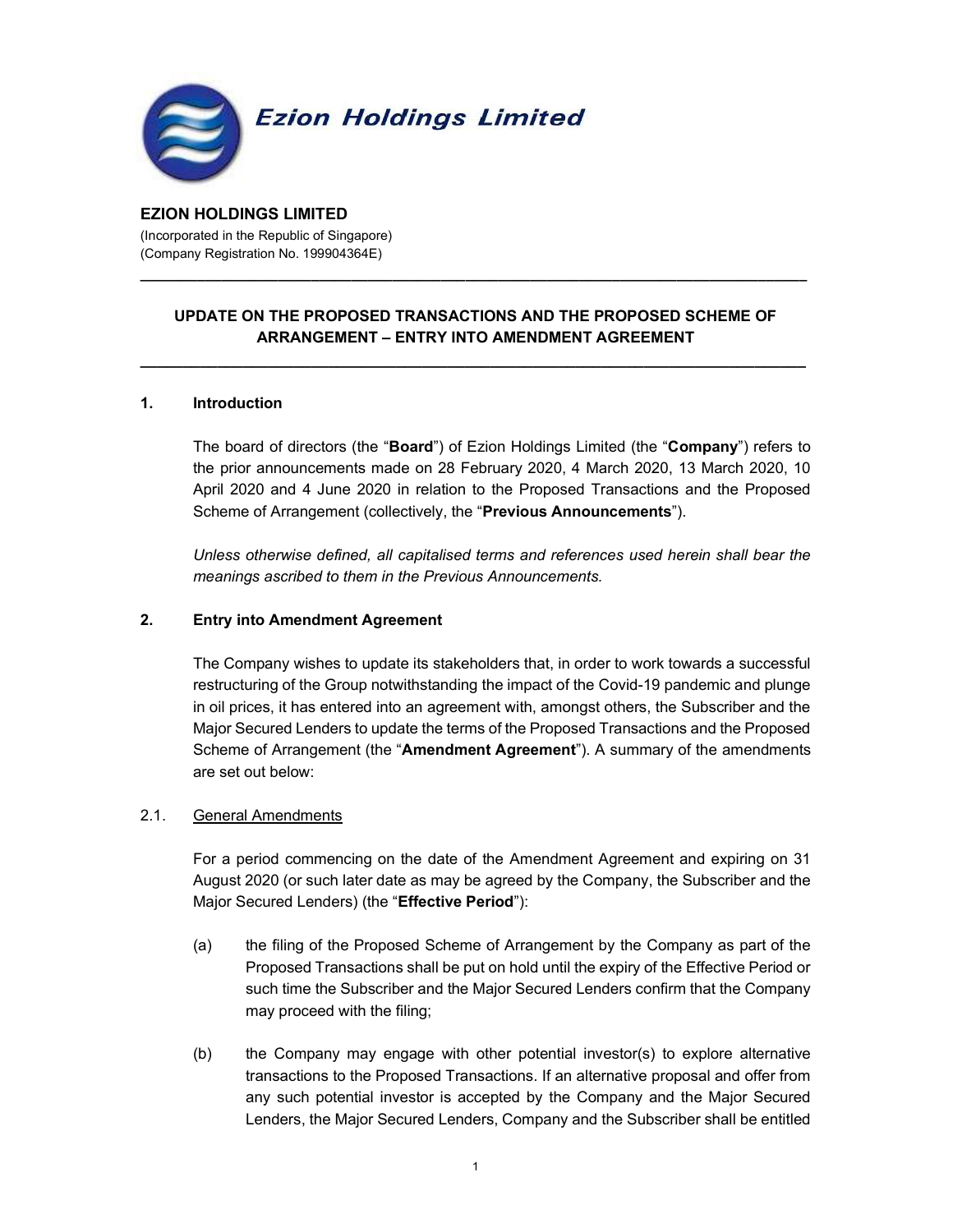**EZION HOLDINGS LIMITED**
(Incorporated in the Republic of Singapore)
(Company Registration No. 199904364E)

## UPDATE ON THE PROPOSED TRANSACTIONS AND THE PROPOSED SCHEME OF ARRANGEMENT – ENTRY INTO AMENDMENT AGREEMENT

### 1. Introduction

The board of directors (the "**Board**") of Ezion Holdings Limited (the "**Company**") refers to the prior announcements made on 28 February 2020, 4 March 2020, 13 March 2020, 10 April 2020 and 4 June 2020 in relation to the Proposed Transactions and the Proposed Scheme of Arrangement (collectively, the "**Previous Announcements**").

*Unless otherwise defined, all capitalised terms and references used herein shall bear the meanings ascribed to them in the Previous Announcements.*

### 2. Entry into Amendment Agreement

The Company wishes to update its stakeholders that, in order to work towards a successful restructuring of the Group notwithstanding the impact of the Covid-19 pandemic and plunge in oil prices, it has entered into an agreement with, amongst others, the Subscriber and the Major Secured Lenders to update the terms of the Proposed Transactions and the Proposed Scheme of Arrangement (the "**Amendment Agreement**"). A summary of the amendments are set out below:

2.1. General Amendments

For a period commencing on the date of the Amendment Agreement and expiring on 31 August 2020 (or such later date as may be agreed by the Company, the Subscriber and the Major Secured Lenders) (the "**Effective Period**"):

(a) the filing of the Proposed Scheme of Arrangement by the Company as part of the Proposed Transactions shall be put on hold until the expiry of the Effective Period or such time the Subscriber and the Major Secured Lenders confirm that the Company may proceed with the filing;

(b) the Company may engage with other potential investor(s) to explore alternative transactions to the Proposed Transactions. If an alternative proposal and offer from any such potential investor is accepted by the Company and the Major Secured Lenders, the Major Secured Lenders, Company and the Subscriber shall be entitled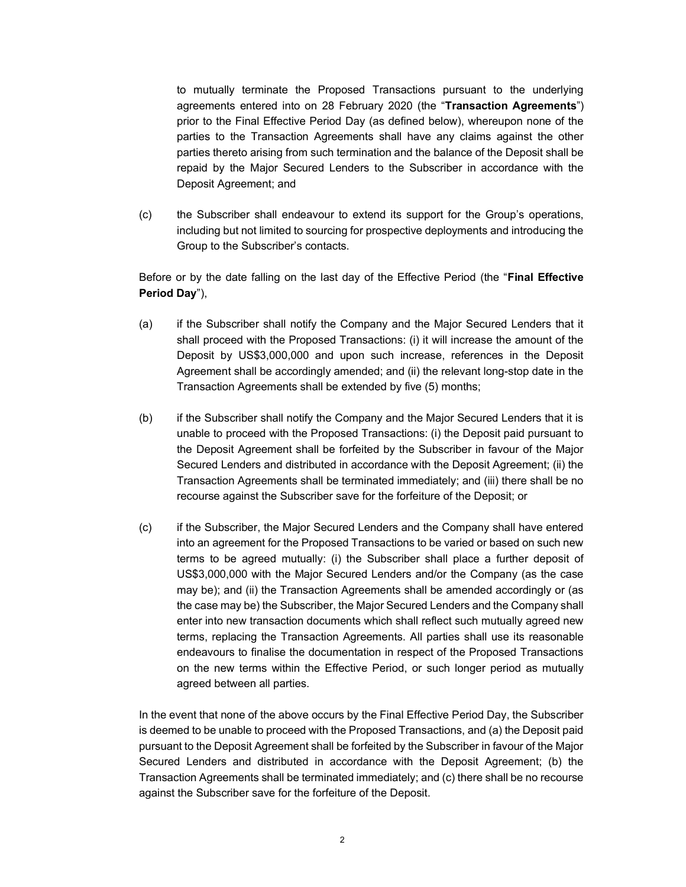to mutually terminate the Proposed Transactions pursuant to the underlying agreements entered into on 28 February 2020 (the "**Transaction Agreements**") prior to the Final Effective Period Day (as defined below), whereupon none of the parties to the Transaction Agreements shall have any claims against the other parties thereto arising from such termination and the balance of the Deposit shall be repaid by the Major Secured Lenders to the Subscriber in accordance with the Deposit Agreement; and

(c) the Subscriber shall endeavour to extend its support for the Group's operations, including but not limited to sourcing for prospective deployments and introducing the Group to the Subscriber's contacts.

Before or by the date falling on the last day of the Effective Period (the "**Final Effective Period Day**"),

(a) if the Subscriber shall notify the Company and the Major Secured Lenders that it shall proceed with the Proposed Transactions: (i) it will increase the amount of the Deposit by US$3,000,000 and upon such increase, references in the Deposit Agreement shall be accordingly amended; and (ii) the relevant long-stop date in the Transaction Agreements shall be extended by five (5) months;

(b) if the Subscriber shall notify the Company and the Major Secured Lenders that it is unable to proceed with the Proposed Transactions: (i) the Deposit paid pursuant to the Deposit Agreement shall be forfeited by the Subscriber in favour of the Major Secured Lenders and distributed in accordance with the Deposit Agreement; (ii) the Transaction Agreements shall be terminated immediately; and (iii) there shall be no recourse against the Subscriber save for the forfeiture of the Deposit; or

(c) if the Subscriber, the Major Secured Lenders and the Company shall have entered into an agreement for the Proposed Transactions to be varied or based on such new terms to be agreed mutually: (i) the Subscriber shall place a further deposit of US$3,000,000 with the Major Secured Lenders and/or the Company (as the case may be); and (ii) the Transaction Agreements shall be amended accordingly or (as the case may be) the Subscriber, the Major Secured Lenders and the Company shall enter into new transaction documents which shall reflect such mutually agreed new terms, replacing the Transaction Agreements. All parties shall use its reasonable endeavours to finalise the documentation in respect of the Proposed Transactions on the new terms within the Effective Period, or such longer period as mutually agreed between all parties.

In the event that none of the above occurs by the Final Effective Period Day, the Subscriber is deemed to be unable to proceed with the Proposed Transactions, and (a) the Deposit paid pursuant to the Deposit Agreement shall be forfeited by the Subscriber in favour of the Major Secured Lenders and distributed in accordance with the Deposit Agreement; (b) the Transaction Agreements shall be terminated immediately; and (c) there shall be no recourse against the Subscriber save for the forfeiture of the Deposit.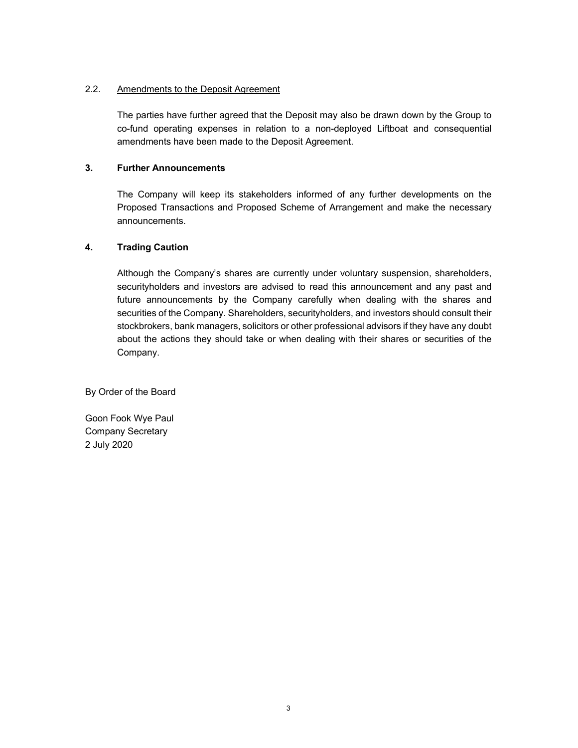2.2. Amendments to the Deposit Agreement

The parties have further agreed that the Deposit may also be drawn down by the Group to co-fund operating expenses in relation to a non-deployed Liftboat and consequential amendments have been made to the Deposit Agreement.

**3. Further Announcements**

The Company will keep its stakeholders informed of any further developments on the Proposed Transactions and Proposed Scheme of Arrangement and make the necessary announcements.

**4. Trading Caution**

Although the Company's shares are currently under voluntary suspension, shareholders, securityholders and investors are advised to read this announcement and any past and future announcements by the Company carefully when dealing with the shares and securities of the Company. Shareholders, securityholders, and investors should consult their stockbrokers, bank managers, solicitors or other professional advisors if they have any doubt about the actions they should take or when dealing with their shares or securities of the Company.

By Order of the Board

Goon Fook Wye Paul
Company Secretary
2 July 2020